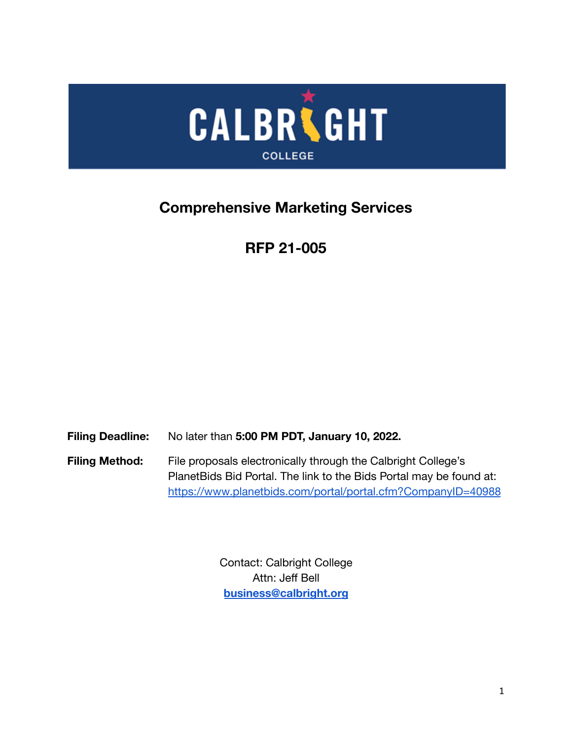CALBRIGHT COLLEGE

# Comprehensive Marketing Services

# RFP 21-005

**Filing Deadline:** No later than **5:00 PM PDT, January 10, 2022.**

**Filing Method:** File proposals electronically through the Calbright College's PlanetBids Bid Portal. The link to the Bids Portal may be found at: https://www.planetbids.com/portal/portal.cfm?CompanyID=40988

Contact: Calbright College
Attn: Jeff Bell
**business@calbright.org**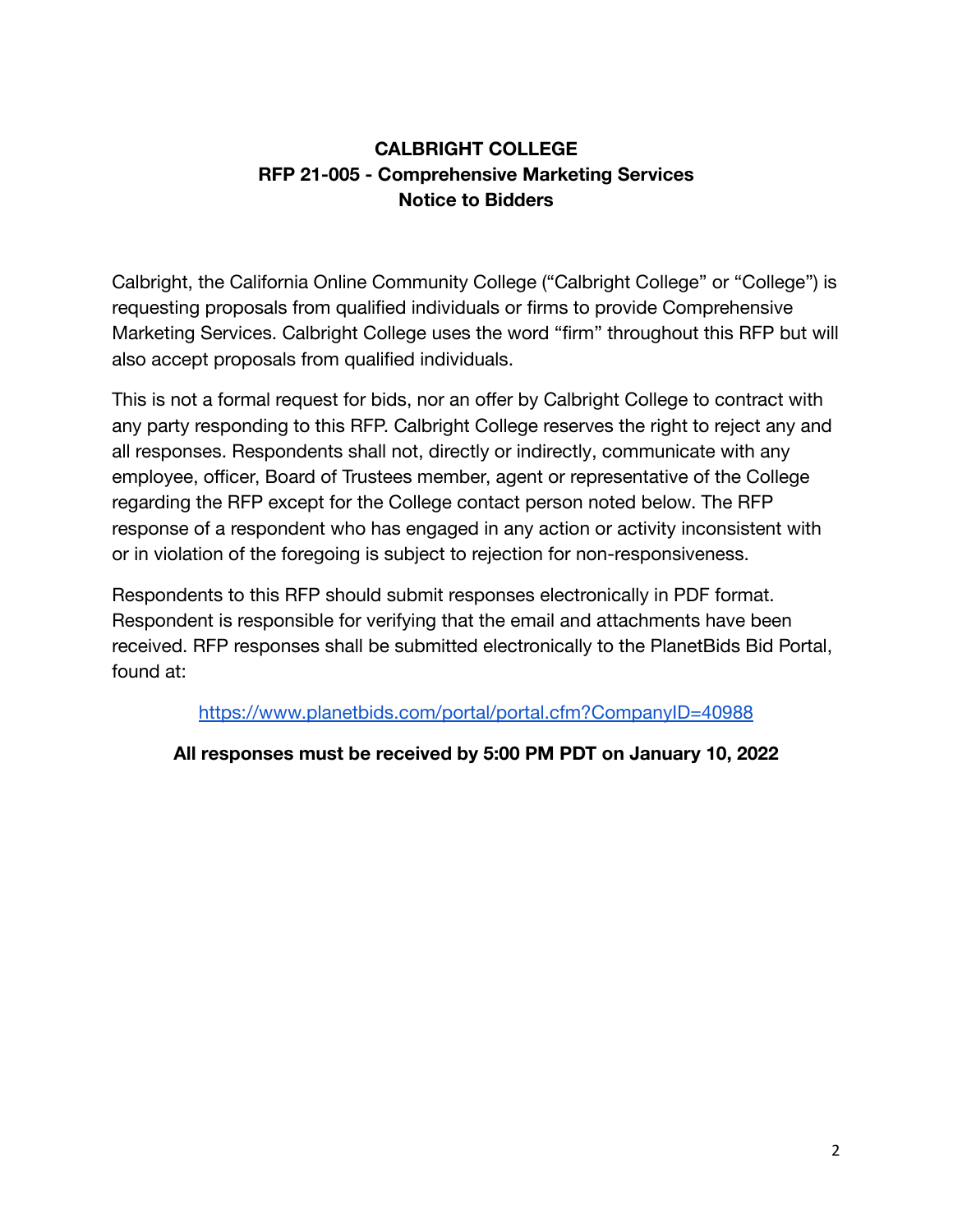# CALBRIGHT COLLEGE
## RFP 21-005 - Comprehensive Marketing Services
## Notice to Bidders

Calbright, the California Online Community College ("Calbright College" or "College") is requesting proposals from qualified individuals or firms to provide Comprehensive Marketing Services. Calbright College uses the word "firm" throughout this RFP but will also accept proposals from qualified individuals.

This is not a formal request for bids, nor an offer by Calbright College to contract with any party responding to this RFP. Calbright College reserves the right to reject any and all responses. Respondents shall not, directly or indirectly, communicate with any employee, officer, Board of Trustees member, agent or representative of the College regarding the RFP except for the College contact person noted below. The RFP response of a respondent who has engaged in any action or activity inconsistent with or in violation of the foregoing is subject to rejection for non-responsiveness.

Respondents to this RFP should submit responses electronically in PDF format. Respondent is responsible for verifying that the email and attachments have been received. RFP responses shall be submitted electronically to the PlanetBids Bid Portal, found at:

https://www.planetbids.com/portal/portal.cfm?CompanyID=40988

**All responses must be received by 5:00 PM PDT on January 10, 2022**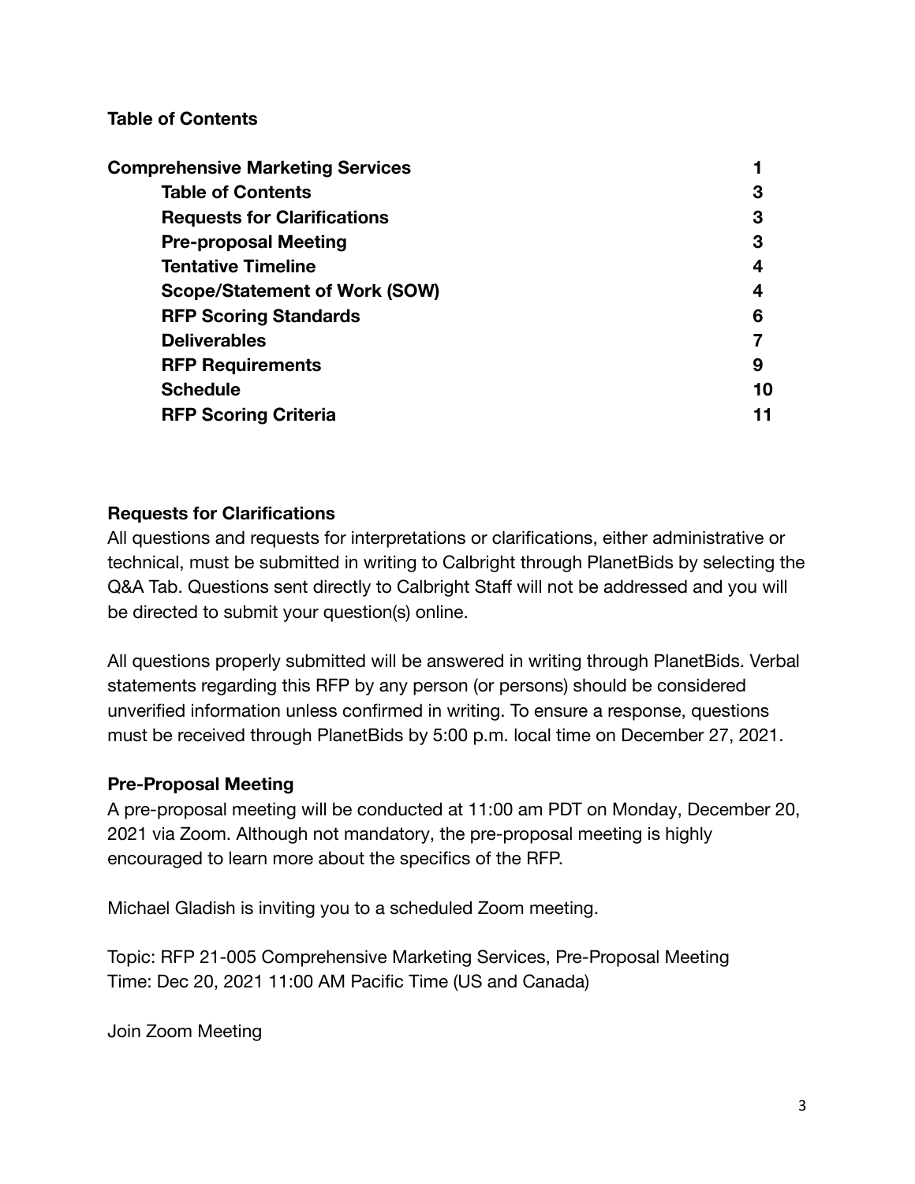**Table of Contents**

| | |
|---|---|
| **Comprehensive Marketing Services** | **1** |
| **Table of Contents** | **3** |
| **Requests for Clarifications** | **3** |
| **Pre-proposal Meeting** | **3** |
| **Tentative Timeline** | **4** |
| **Scope/Statement of Work (SOW)** | **4** |
| **RFP Scoring Standards** | **6** |
| **Deliverables** | **7** |
| **RFP Requirements** | **9** |
| **Schedule** | **10** |
| **RFP Scoring Criteria** | **11** |

## Requests for Clarifications

All questions and requests for interpretations or clarifications, either administrative or technical, must be submitted in writing to Calbright through PlanetBids by selecting the Q&A Tab. Questions sent directly to Calbright Staff will not be addressed and you will be directed to submit your question(s) online.

All questions properly submitted will be answered in writing through PlanetBids. Verbal statements regarding this RFP by any person (or persons) should be considered unverified information unless confirmed in writing. To ensure a response, questions must be received through PlanetBids by 5:00 p.m. local time on December 27, 2021.

## Pre-Proposal Meeting

A pre-proposal meeting will be conducted at 11:00 am PDT on Monday, December 20, 2021 via Zoom. Although not mandatory, the pre-proposal meeting is highly encouraged to learn more about the specifics of the RFP.

Michael Gladish is inviting you to a scheduled Zoom meeting.

Topic: RFP 21-005 Comprehensive Marketing Services, Pre-Proposal Meeting
Time: Dec 20, 2021 11:00 AM Pacific Time (US and Canada)

Join Zoom Meeting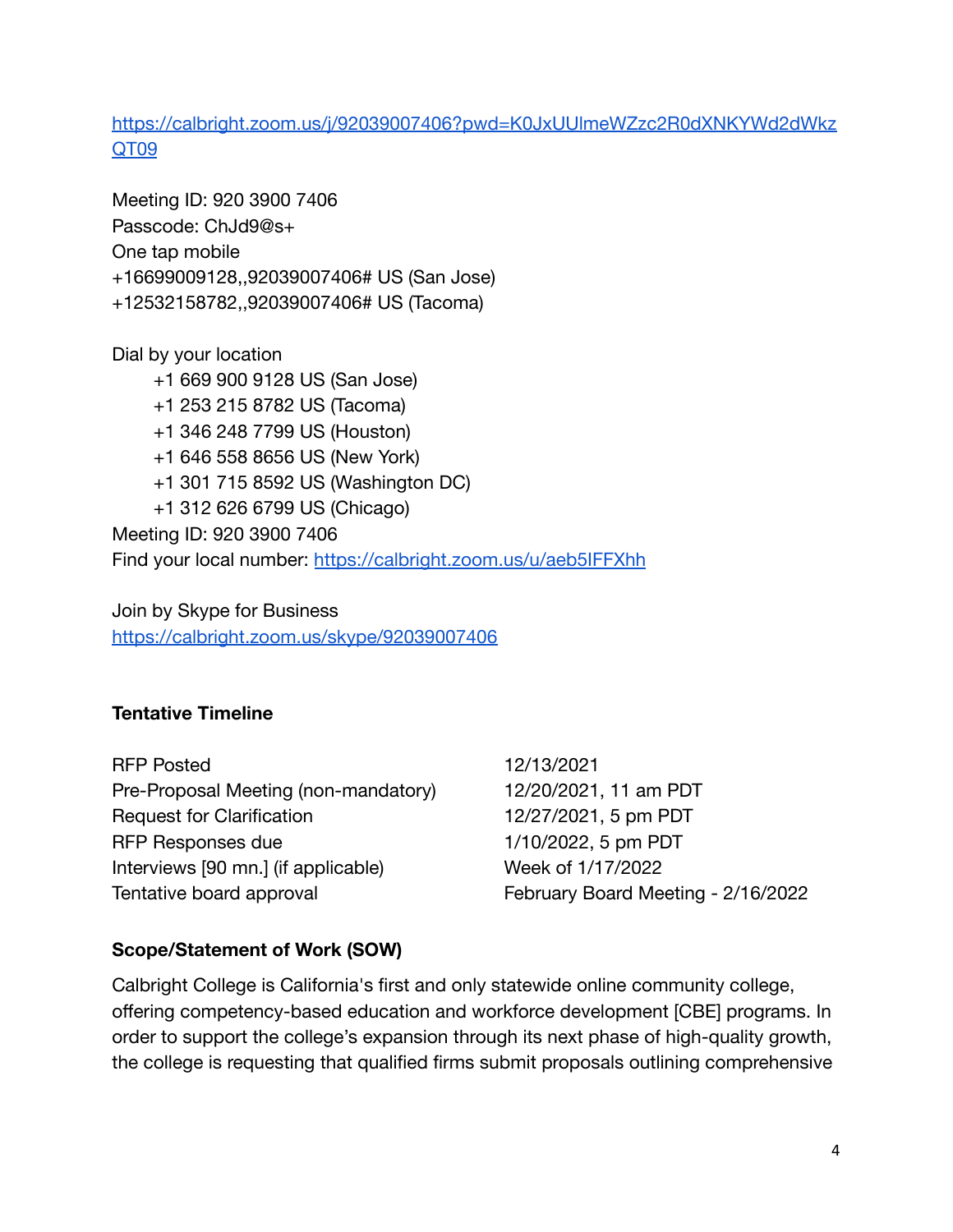https://calbright.zoom.us/j/92039007406?pwd=K0JxUUlmeWZzc2R0dXNKYWd2dWkzQT09

Meeting ID: 920 3900 7406
Passcode: ChJd9@s+
One tap mobile
+16699009128,,92039007406# US (San Jose)
+12532158782,,92039007406# US (Tacoma)

Dial by your location
+1 669 900 9128 US (San Jose)
+1 253 215 8782 US (Tacoma)
+1 346 248 7799 US (Houston)
+1 646 558 8656 US (New York)
+1 301 715 8592 US (Washington DC)
+1 312 626 6799 US (Chicago)
Meeting ID: 920 3900 7406
Find your local number: https://calbright.zoom.us/u/aeb5IFFXhh

Join by Skype for Business
https://calbright.zoom.us/skype/92039007406

**Tentative Timeline**

| | |
|---|---|
| RFP Posted | 12/13/2021 |
| Pre-Proposal Meeting (non-mandatory) | 12/20/2021, 11 am PDT |
| Request for Clarification | 12/27/2021, 5 pm PDT |
| RFP Responses due | 1/10/2022, 5 pm PDT |
| Interviews [90 mn.] (if applicable) | Week of 1/17/2022 |
| Tentative board approval | February Board Meeting - 2/16/2022 |

**Scope/Statement of Work (SOW)**

Calbright College is California's first and only statewide online community college, offering competency-based education and workforce development [CBE] programs. In order to support the college's expansion through its next phase of high-quality growth, the college is requesting that qualified firms submit proposals outlining comprehensive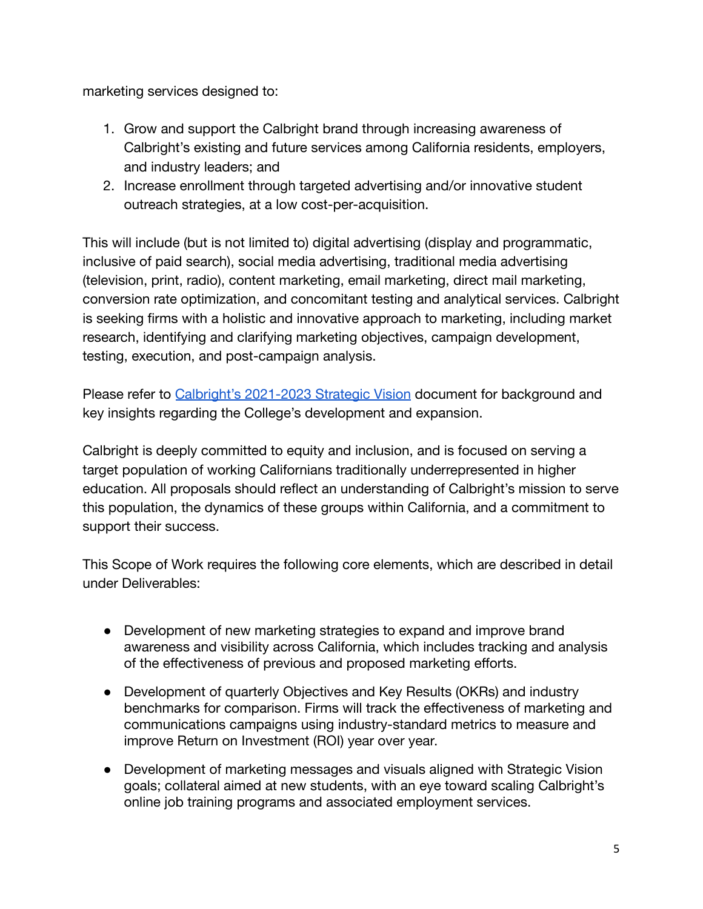marketing services designed to:

1. Grow and support the Calbright brand through increasing awareness of Calbright's existing and future services among California residents, employers, and industry leaders; and
2. Increase enrollment through targeted advertising and/or innovative student outreach strategies, at a low cost-per-acquisition.

This will include (but is not limited to) digital advertising (display and programmatic, inclusive of paid search), social media advertising, traditional media advertising (television, print, radio), content marketing, email marketing, direct mail marketing, conversion rate optimization, and concomitant testing and analytical services. Calbright is seeking firms with a holistic and innovative approach to marketing, including market research, identifying and clarifying marketing objectives, campaign development, testing, execution, and post-campaign analysis.

Please refer to Calbright's 2021-2023 Strategic Vision document for background and key insights regarding the College's development and expansion.

Calbright is deeply committed to equity and inclusion, and is focused on serving a target population of working Californians traditionally underrepresented in higher education. All proposals should reflect an understanding of Calbright's mission to serve this population, the dynamics of these groups within California, and a commitment to support their success.

This Scope of Work requires the following core elements, which are described in detail under Deliverables:

- Development of new marketing strategies to expand and improve brand awareness and visibility across California, which includes tracking and analysis of the effectiveness of previous and proposed marketing efforts.
- Development of quarterly Objectives and Key Results (OKRs) and industry benchmarks for comparison. Firms will track the effectiveness of marketing and communications campaigns using industry-standard metrics to measure and improve Return on Investment (ROI) year over year.
- Development of marketing messages and visuals aligned with Strategic Vision goals; collateral aimed at new students, with an eye toward scaling Calbright's online job training programs and associated employment services.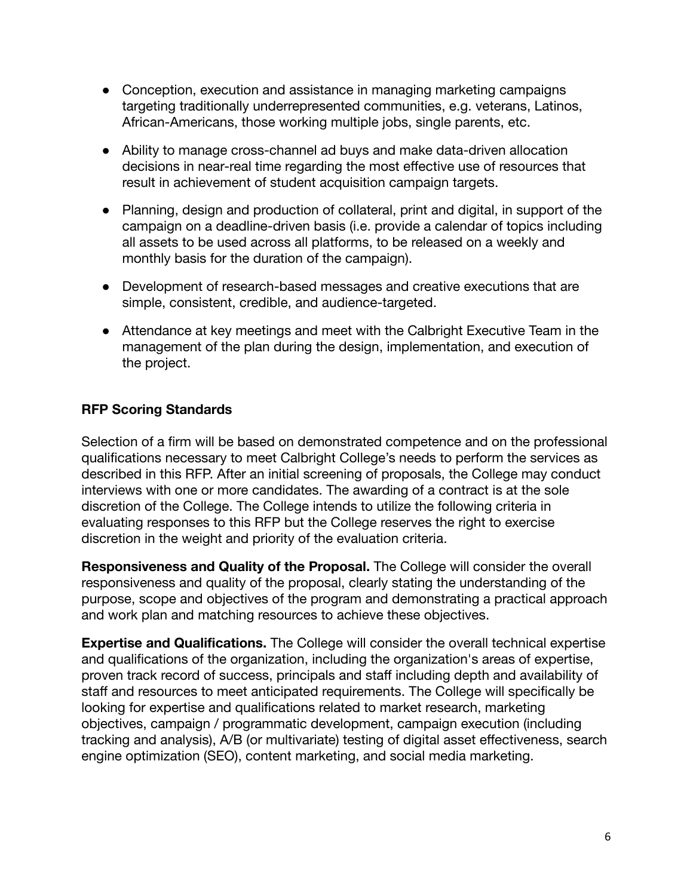- Conception, execution and assistance in managing marketing campaigns targeting traditionally underrepresented communities, e.g. veterans, Latinos, African-Americans, those working multiple jobs, single parents, etc.

- Ability to manage cross-channel ad buys and make data-driven allocation decisions in near-real time regarding the most effective use of resources that result in achievement of student acquisition campaign targets.

- Planning, design and production of collateral, print and digital, in support of the campaign on a deadline-driven basis (i.e. provide a calendar of topics including all assets to be used across all platforms, to be released on a weekly and monthly basis for the duration of the campaign).

- Development of research-based messages and creative executions that are simple, consistent, credible, and audience-targeted.

- Attendance at key meetings and meet with the Calbright Executive Team in the management of the plan during the design, implementation, and execution of the project.

**RFP Scoring Standards**

Selection of a firm will be based on demonstrated competence and on the professional qualifications necessary to meet Calbright College's needs to perform the services as described in this RFP. After an initial screening of proposals, the College may conduct interviews with one or more candidates. The awarding of a contract is at the sole discretion of the College. The College intends to utilize the following criteria in evaluating responses to this RFP but the College reserves the right to exercise discretion in the weight and priority of the evaluation criteria.

**Responsiveness and Quality of the Proposal.** The College will consider the overall responsiveness and quality of the proposal, clearly stating the understanding of the purpose, scope and objectives of the program and demonstrating a practical approach and work plan and matching resources to achieve these objectives.

**Expertise and Qualifications.** The College will consider the overall technical expertise and qualifications of the organization, including the organization's areas of expertise, proven track record of success, principals and staff including depth and availability of staff and resources to meet anticipated requirements. The College will specifically be looking for expertise and qualifications related to market research, marketing objectives, campaign / programmatic development, campaign execution (including tracking and analysis), A/B (or multivariate) testing of digital asset effectiveness, search engine optimization (SEO), content marketing, and social media marketing.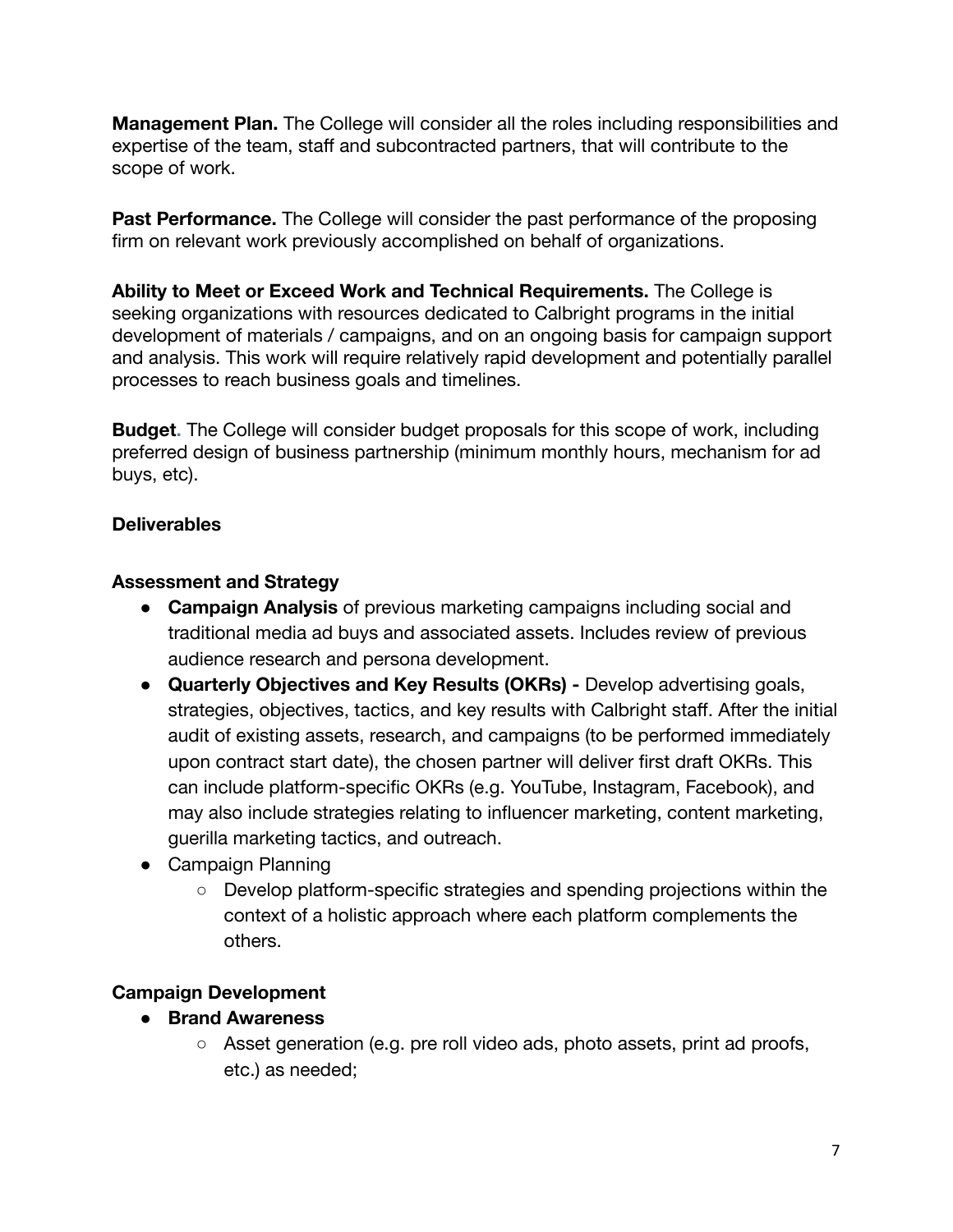**Management Plan.** The College will consider all the roles including responsibilities and expertise of the team, staff and subcontracted partners, that will contribute to the scope of work.

**Past Performance.** The College will consider the past performance of the proposing firm on relevant work previously accomplished on behalf of organizations.

**Ability to Meet or Exceed Work and Technical Requirements.** The College is seeking organizations with resources dedicated to Calbright programs in the initial development of materials / campaigns, and on an ongoing basis for campaign support and analysis. This work will require relatively rapid development and potentially parallel processes to reach business goals and timelines.

**Budget.** The College will consider budget proposals for this scope of work, including preferred design of business partnership (minimum monthly hours, mechanism for ad buys, etc).

**Deliverables**

**Assessment and Strategy**

- **Campaign Analysis** of previous marketing campaigns including social and traditional media ad buys and associated assets. Includes review of previous audience research and persona development.
- **Quarterly Objectives and Key Results (OKRs) -** Develop advertising goals, strategies, objectives, tactics, and key results with Calbright staff. After the initial audit of existing assets, research, and campaigns (to be performed immediately upon contract start date), the chosen partner will deliver first draft OKRs. This can include platform-specific OKRs (e.g. YouTube, Instagram, Facebook), and may also include strategies relating to influencer marketing, content marketing, guerilla marketing tactics, and outreach.
- Campaign Planning
    - Develop platform-specific strategies and spending projections within the context of a holistic approach where each platform complements the others.

**Campaign Development**

- **Brand Awareness**
    - Asset generation (e.g. pre roll video ads, photo assets, print ad proofs, etc.) as needed;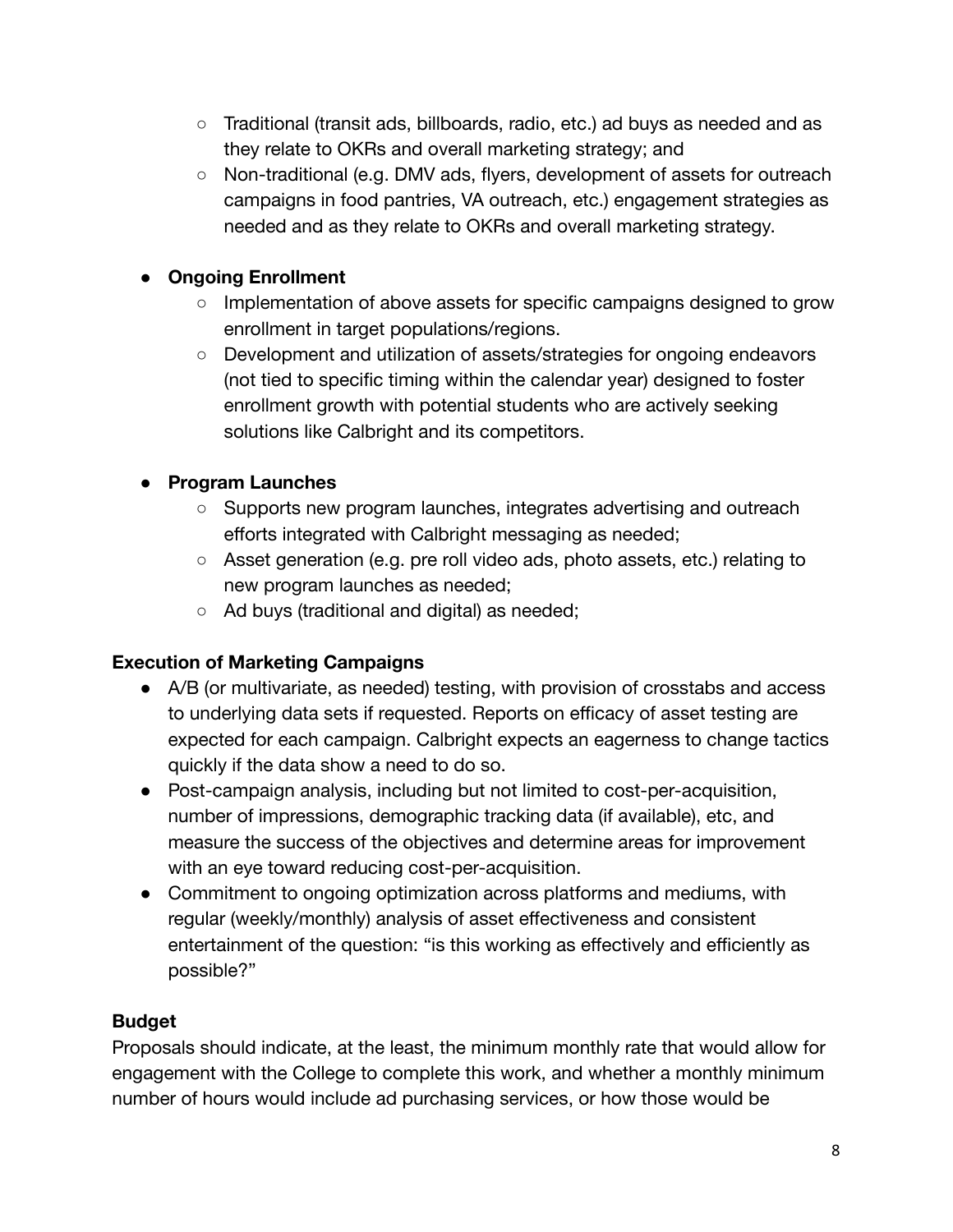- Traditional (transit ads, billboards, radio, etc.) ad buys as needed and as they relate to OKRs and overall marketing strategy; and
    - Non-traditional (e.g. DMV ads, flyers, development of assets for outreach campaigns in food pantries, VA outreach, etc.) engagement strategies as needed and as they relate to OKRs and overall marketing strategy.

- **Ongoing Enrollment**
    - Implementation of above assets for specific campaigns designed to grow enrollment in target populations/regions.
    - Development and utilization of assets/strategies for ongoing endeavors (not tied to specific timing within the calendar year) designed to foster enrollment growth with potential students who are actively seeking solutions like Calbright and its competitors.

- **Program Launches**
    - Supports new program launches, integrates advertising and outreach efforts integrated with Calbright messaging as needed;
    - Asset generation (e.g. pre roll video ads, photo assets, etc.) relating to new program launches as needed;
    - Ad buys (traditional and digital) as needed;

**Execution of Marketing Campaigns**

- A/B (or multivariate, as needed) testing, with provision of crosstabs and access to underlying data sets if requested. Reports on efficacy of asset testing are expected for each campaign. Calbright expects an eagerness to change tactics quickly if the data show a need to do so.
- Post-campaign analysis, including but not limited to cost-per-acquisition, number of impressions, demographic tracking data (if available), etc, and measure the success of the objectives and determine areas for improvement with an eye toward reducing cost-per-acquisition.
- Commitment to ongoing optimization across platforms and mediums, with regular (weekly/monthly) analysis of asset effectiveness and consistent entertainment of the question: "is this working as effectively and efficiently as possible?"

**Budget**

Proposals should indicate, at the least, the minimum monthly rate that would allow for engagement with the College to complete this work, and whether a monthly minimum number of hours would include ad purchasing services, or how those would be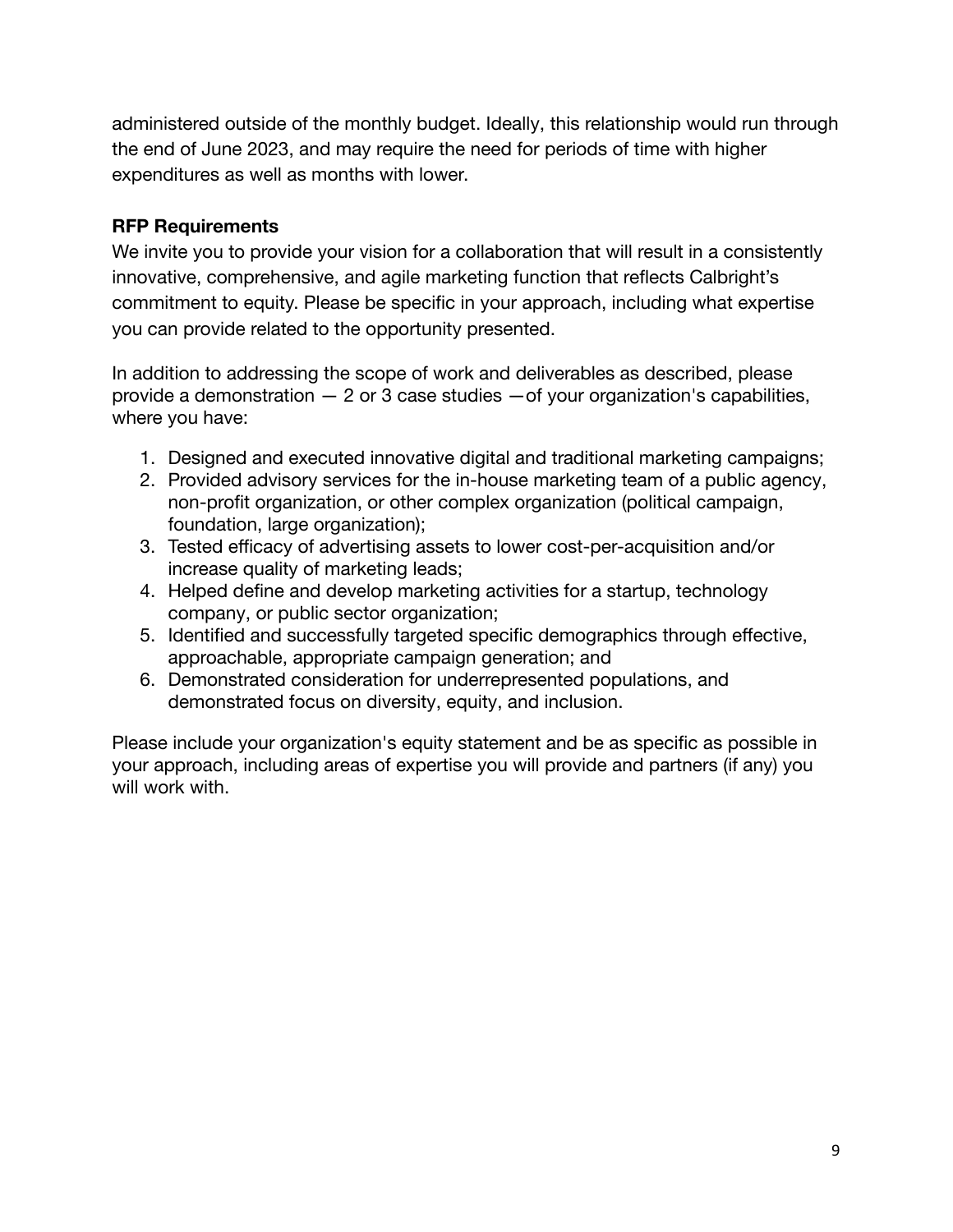administered outside of the monthly budget. Ideally, this relationship would run through the end of June 2023, and may require the need for periods of time with higher expenditures as well as months with lower.

**RFP Requirements**

We invite you to provide your vision for a collaboration that will result in a consistently innovative, comprehensive, and agile marketing function that reflects Calbright's commitment to equity. Please be specific in your approach, including what expertise you can provide related to the opportunity presented.

In addition to addressing the scope of work and deliverables as described, please provide a demonstration — 2 or 3 case studies —of your organization's capabilities, where you have:

1. Designed and executed innovative digital and traditional marketing campaigns;
2. Provided advisory services for the in-house marketing team of a public agency, non-profit organization, or other complex organization (political campaign, foundation, large organization);
3. Tested efficacy of advertising assets to lower cost-per-acquisition and/or increase quality of marketing leads;
4. Helped define and develop marketing activities for a startup, technology company, or public sector organization;
5. Identified and successfully targeted specific demographics through effective, approachable, appropriate campaign generation; and
6. Demonstrated consideration for underrepresented populations, and demonstrated focus on diversity, equity, and inclusion.

Please include your organization's equity statement and be as specific as possible in your approach, including areas of expertise you will provide and partners (if any) you will work with.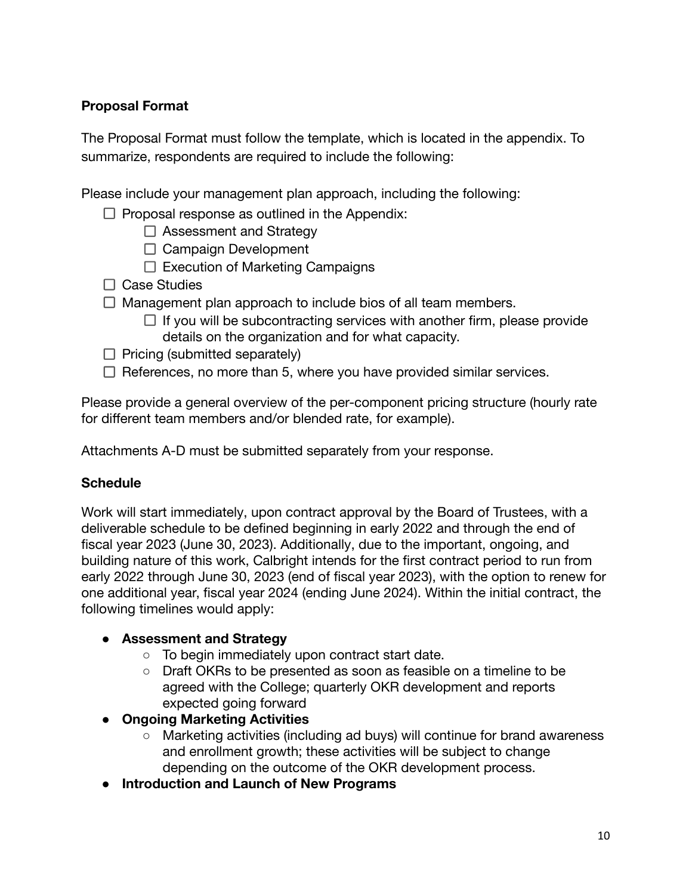**Proposal Format**

The Proposal Format must follow the template, which is located in the appendix. To summarize, respondents are required to include the following:

Please include your management plan approach, including the following:

- [ ] Proposal response as outlined in the Appendix:
    - [ ] Assessment and Strategy
    - [ ] Campaign Development
    - [ ] Execution of Marketing Campaigns
- [ ] Case Studies
- [ ] Management plan approach to include bios of all team members.
    - [ ] If you will be subcontracting services with another firm, please provide details on the organization and for what capacity.
- [ ] Pricing (submitted separately)
- [ ] References, no more than 5, where you have provided similar services.

Please provide a general overview of the per-component pricing structure (hourly rate for different team members and/or blended rate, for example).

Attachments A-D must be submitted separately from your response.

**Schedule**

Work will start immediately, upon contract approval by the Board of Trustees, with a deliverable schedule to be defined beginning in early 2022 and through the end of fiscal year 2023 (June 30, 2023). Additionally, due to the important, ongoing, and building nature of this work, Calbright intends for the first contract period to run from early 2022 through June 30, 2023 (end of fiscal year 2023), with the option to renew for one additional year, fiscal year 2024 (ending June 2024). Within the initial contract, the following timelines would apply:

- **Assessment and Strategy**
    - To begin immediately upon contract start date.
    - Draft OKRs to be presented as soon as feasible on a timeline to be agreed with the College; quarterly OKR development and reports expected going forward
- **Ongoing Marketing Activities**
    - Marketing activities (including ad buys) will continue for brand awareness and enrollment growth; these activities will be subject to change depending on the outcome of the OKR development process.
- **Introduction and Launch of New Programs**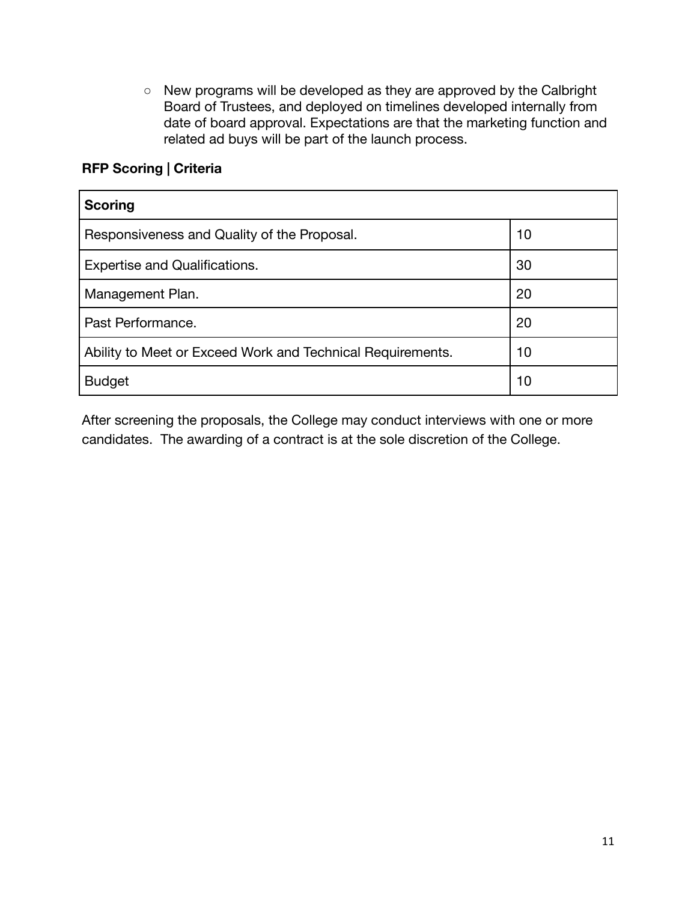- New programs will be developed as they are approved by the Calbright Board of Trustees, and deployed on timelines developed internally from date of board approval. Expectations are that the marketing function and related ad buys will be part of the launch process.

**RFP Scoring | Criteria**

| **Scoring** | |
|---|---|
| Responsiveness and Quality of the Proposal. | 10 |
| Expertise and Qualifications. | 30 |
| Management Plan. | 20 |
| Past Performance. | 20 |
| Ability to Meet or Exceed Work and Technical Requirements. | 10 |
| Budget | 10 |

After screening the proposals, the College may conduct interviews with one or more candidates. The awarding of a contract is at the sole discretion of the College.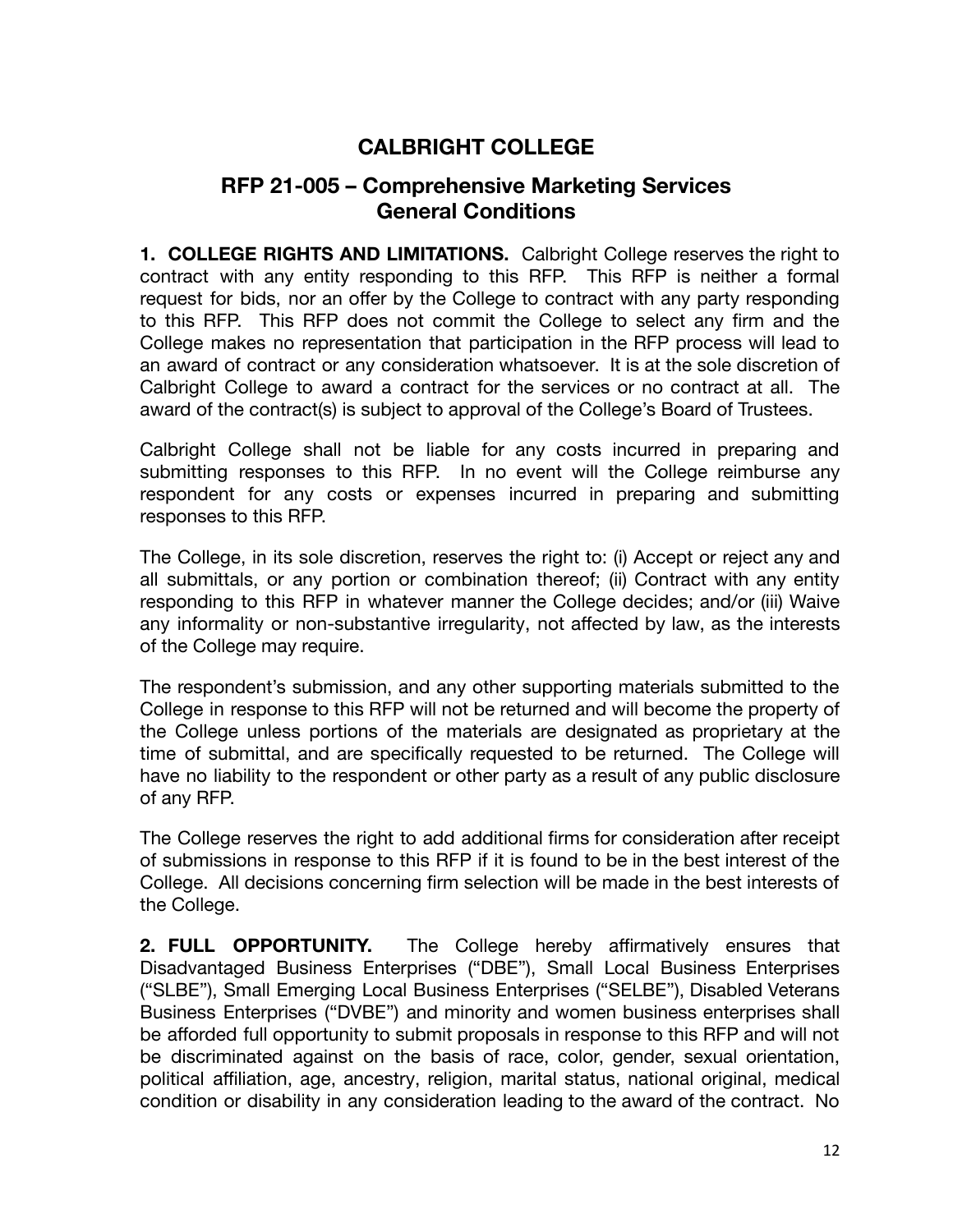# CALBRIGHT COLLEGE

## RFP 21-005 – Comprehensive Marketing Services General Conditions

**1. COLLEGE RIGHTS AND LIMITATIONS.** Calbright College reserves the right to contract with any entity responding to this RFP. This RFP is neither a formal request for bids, nor an offer by the College to contract with any party responding to this RFP. This RFP does not commit the College to select any firm and the College makes no representation that participation in the RFP process will lead to an award of contract or any consideration whatsoever. It is at the sole discretion of Calbright College to award a contract for the services or no contract at all. The award of the contract(s) is subject to approval of the College's Board of Trustees.

Calbright College shall not be liable for any costs incurred in preparing and submitting responses to this RFP. In no event will the College reimburse any respondent for any costs or expenses incurred in preparing and submitting responses to this RFP.

The College, in its sole discretion, reserves the right to: (i) Accept or reject any and all submittals, or any portion or combination thereof; (ii) Contract with any entity responding to this RFP in whatever manner the College decides; and/or (iii) Waive any informality or non-substantive irregularity, not affected by law, as the interests of the College may require.

The respondent's submission, and any other supporting materials submitted to the College in response to this RFP will not be returned and will become the property of the College unless portions of the materials are designated as proprietary at the time of submittal, and are specifically requested to be returned. The College will have no liability to the respondent or other party as a result of any public disclosure of any RFP.

The College reserves the right to add additional firms for consideration after receipt of submissions in response to this RFP if it is found to be in the best interest of the College. All decisions concerning firm selection will be made in the best interests of the College.

**2. FULL OPPORTUNITY.** The College hereby affirmatively ensures that Disadvantaged Business Enterprises ("DBE"), Small Local Business Enterprises ("SLBE"), Small Emerging Local Business Enterprises ("SELBE"), Disabled Veterans Business Enterprises ("DVBE") and minority and women business enterprises shall be afforded full opportunity to submit proposals in response to this RFP and will not be discriminated against on the basis of race, color, gender, sexual orientation, political affiliation, age, ancestry, religion, marital status, national original, medical condition or disability in any consideration leading to the award of the contract. No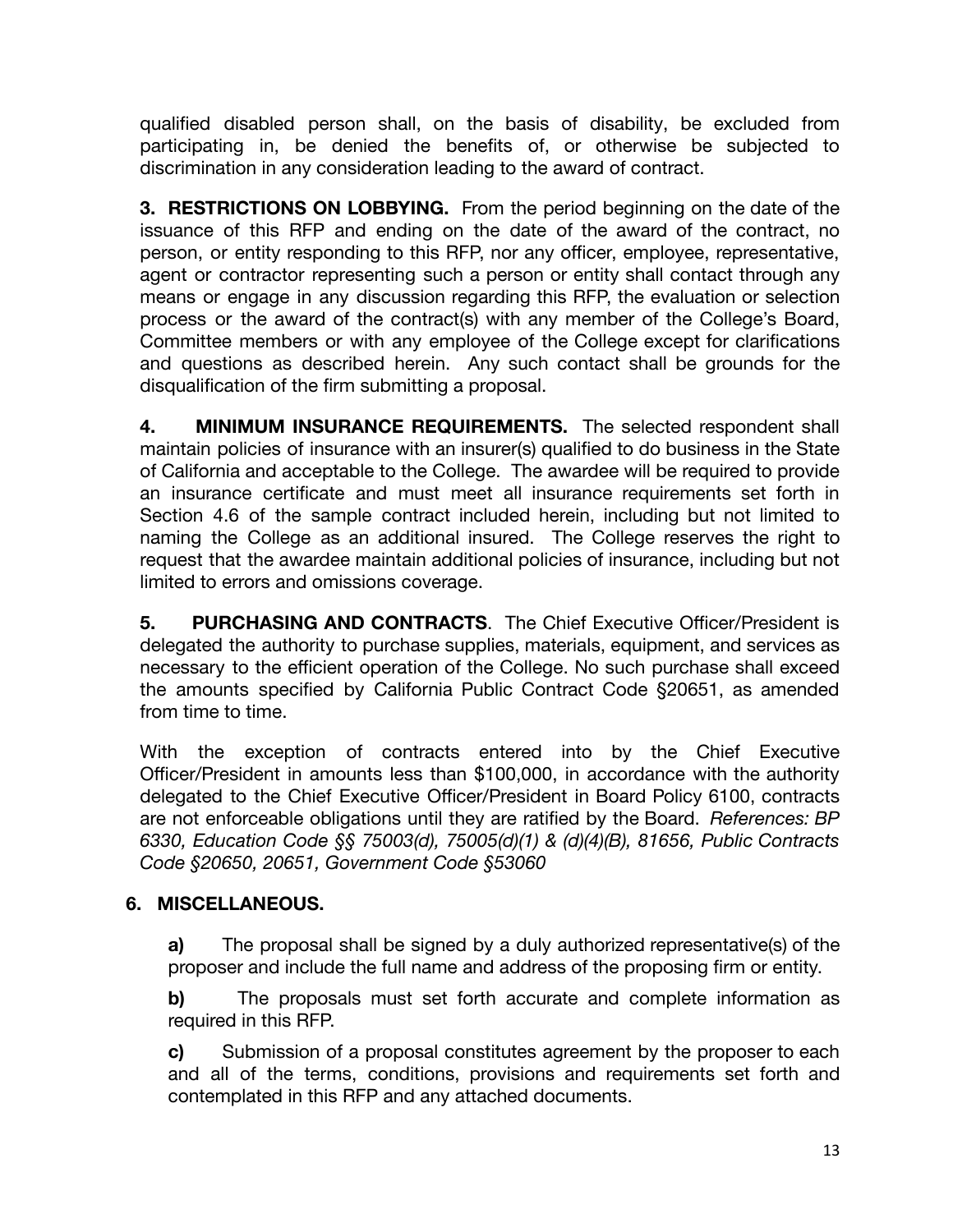qualified disabled person shall, on the basis of disability, be excluded from participating in, be denied the benefits of, or otherwise be subjected to discrimination in any consideration leading to the award of contract.

**3. RESTRICTIONS ON LOBBYING.** From the period beginning on the date of the issuance of this RFP and ending on the date of the award of the contract, no person, or entity responding to this RFP, nor any officer, employee, representative, agent or contractor representing such a person or entity shall contact through any means or engage in any discussion regarding this RFP, the evaluation or selection process or the award of the contract(s) with any member of the College's Board, Committee members or with any employee of the College except for clarifications and questions as described herein. Any such contact shall be grounds for the disqualification of the firm submitting a proposal.

**4. MINIMUM INSURANCE REQUIREMENTS.** The selected respondent shall maintain policies of insurance with an insurer(s) qualified to do business in the State of California and acceptable to the College. The awardee will be required to provide an insurance certificate and must meet all insurance requirements set forth in Section 4.6 of the sample contract included herein, including but not limited to naming the College as an additional insured. The College reserves the right to request that the awardee maintain additional policies of insurance, including but not limited to errors and omissions coverage.

**5. PURCHASING AND CONTRACTS**. The Chief Executive Officer/President is delegated the authority to purchase supplies, materials, equipment, and services as necessary to the efficient operation of the College. No such purchase shall exceed the amounts specified by California Public Contract Code §20651, as amended from time to time.

With the exception of contracts entered into by the Chief Executive Officer/President in amounts less than $100,000, in accordance with the authority delegated to the Chief Executive Officer/President in Board Policy 6100, contracts are not enforceable obligations until they are ratified by the Board. *References: BP 6330, Education Code §§ 75003(d), 75005(d)(1) & (d)(4)(B), 81656, Public Contracts Code §20650, 20651, Government Code §53060*

**6. MISCELLANEOUS.**

**a)** The proposal shall be signed by a duly authorized representative(s) of the proposer and include the full name and address of the proposing firm or entity.

**b)** The proposals must set forth accurate and complete information as required in this RFP.

**c)** Submission of a proposal constitutes agreement by the proposer to each and all of the terms, conditions, provisions and requirements set forth and contemplated in this RFP and any attached documents.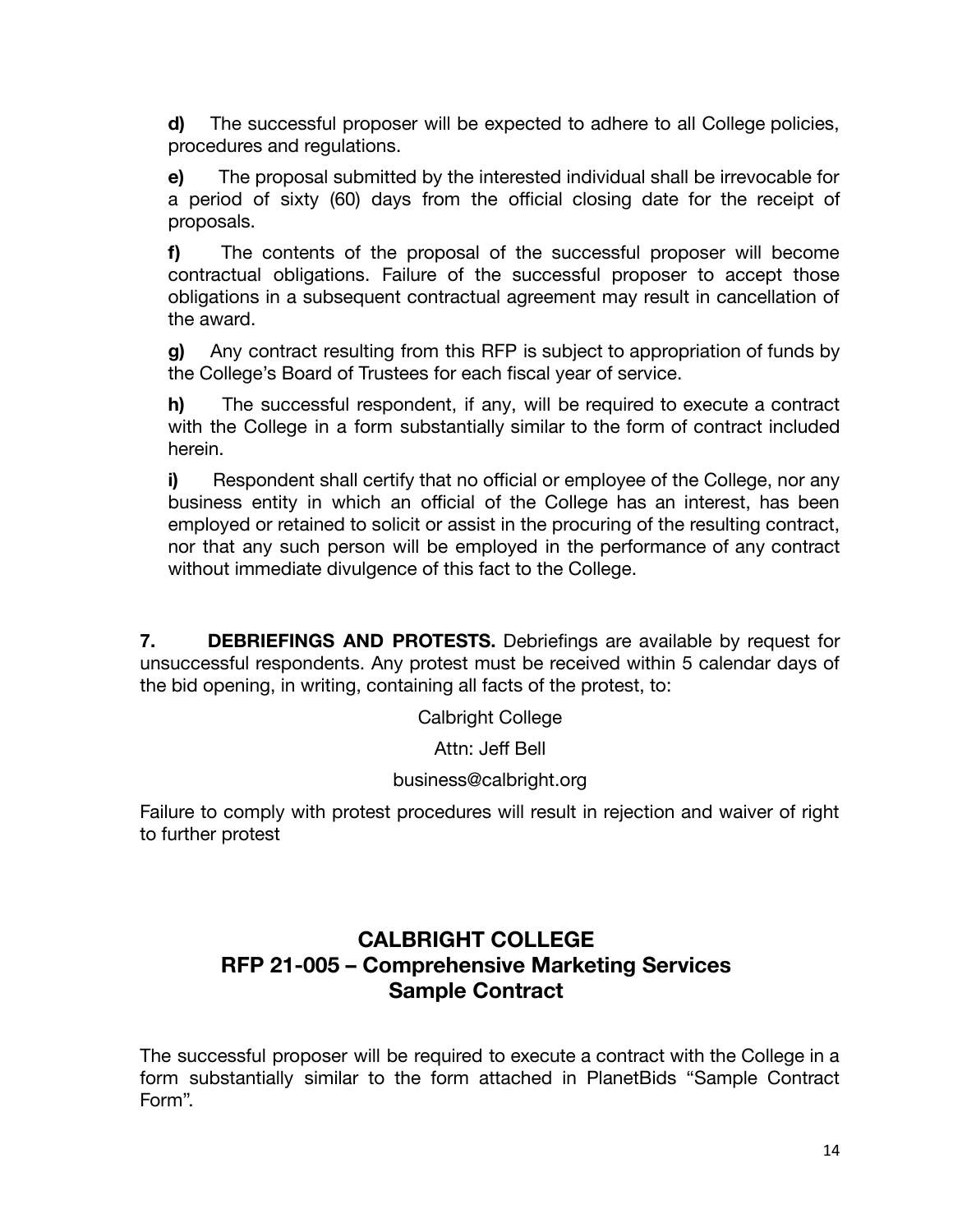**d)** The successful proposer will be expected to adhere to all College policies, procedures and regulations.

**e)** The proposal submitted by the interested individual shall be irrevocable for a period of sixty (60) days from the official closing date for the receipt of proposals.

**f)** The contents of the proposal of the successful proposer will become contractual obligations. Failure of the successful proposer to accept those obligations in a subsequent contractual agreement may result in cancellation of the award.

**g)** Any contract resulting from this RFP is subject to appropriation of funds by the College's Board of Trustees for each fiscal year of service.

**h)** The successful respondent, if any, will be required to execute a contract with the College in a form substantially similar to the form of contract included herein.

**i)** Respondent shall certify that no official or employee of the College, nor any business entity in which an official of the College has an interest, has been employed or retained to solicit or assist in the procuring of the resulting contract, nor that any such person will be employed in the performance of any contract without immediate divulgence of this fact to the College.

**7. DEBRIEFINGS AND PROTESTS.** Debriefings are available by request for unsuccessful respondents. Any protest must be received within 5 calendar days of the bid opening, in writing, containing all facts of the protest, to:

Calbright College

Attn: Jeff Bell

business@calbright.org

Failure to comply with protest procedures will result in rejection and waiver of right to further protest

## CALBRIGHT COLLEGE
## RFP 21-005 – Comprehensive Marketing Services
## Sample Contract

The successful proposer will be required to execute a contract with the College in a form substantially similar to the form attached in PlanetBids "Sample Contract Form".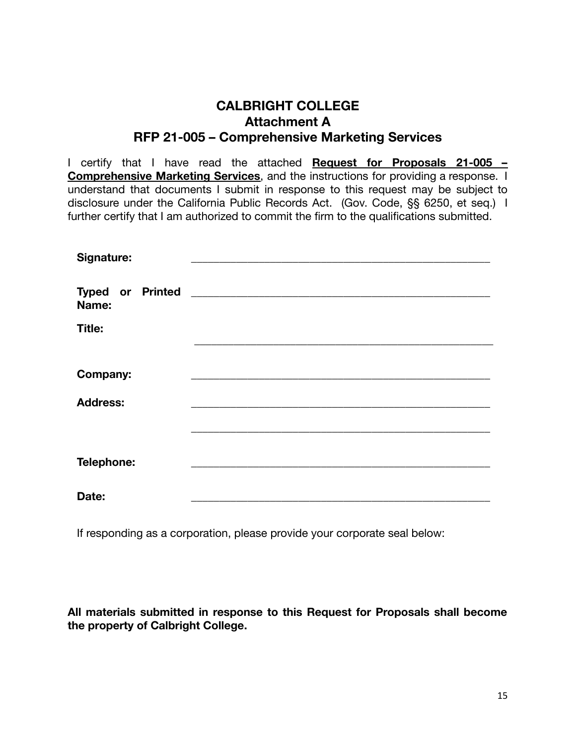# CALBRIGHT COLLEGE
## Attachment A
## RFP 21-005 – Comprehensive Marketing Services

I certify that I have read the attached **Request for Proposals 21-005 – Comprehensive Marketing Services**, and the instructions for providing a response. I understand that documents I submit in response to this request may be subject to disclosure under the California Public Records Act. (Gov. Code, §§ 6250, et seq.) I further certify that I am authorized to commit the firm to the qualifications submitted.

**Signature:** ______________________________________________

**Typed or Printed Name:** ______________________________________________

**Title:** ______________________________________________

**Company:** ______________________________________________

**Address:** ______________________________________________

______________________________________________

**Telephone:** ______________________________________________

**Date:** ______________________________________________

If responding as a corporation, please provide your corporate seal below:

**All materials submitted in response to this Request for Proposals shall become the property of Calbright College.**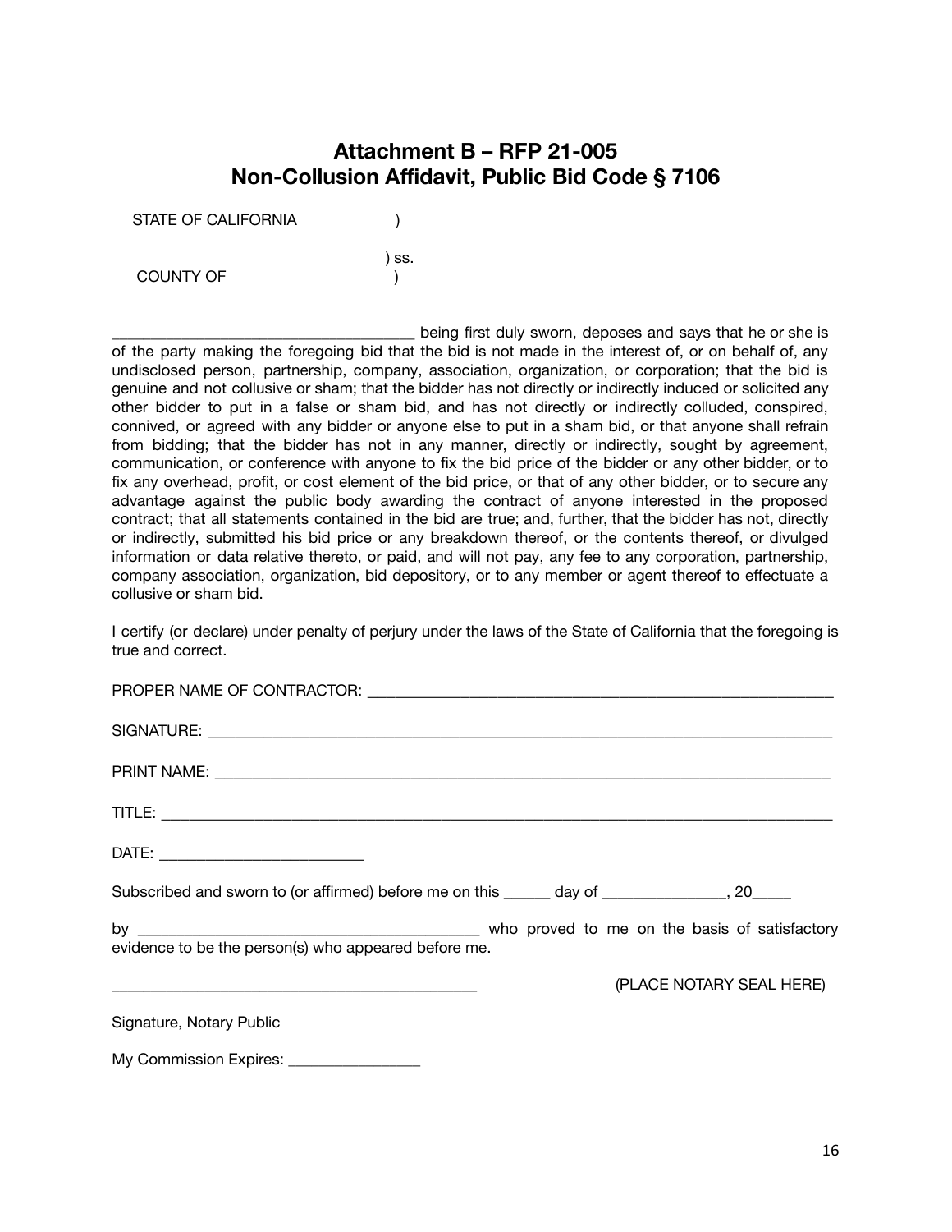# Attachment B – RFP 21-005
# Non-Collusion Affidavit, Public Bid Code § 7106

STATE OF CALIFORNIA )

) ss.

COUNTY OF )

_____________________________________ being first duly sworn, deposes and says that he or she is of the party making the foregoing bid that the bid is not made in the interest of, or on behalf of, any undisclosed person, partnership, company, association, organization, or corporation; that the bid is genuine and not collusive or sham; that the bidder has not directly or indirectly induced or solicited any other bidder to put in a false or sham bid, and has not directly or indirectly colluded, conspired, connived, or agreed with any bidder or anyone else to put in a sham bid, or that anyone shall refrain from bidding; that the bidder has not in any manner, directly or indirectly, sought by agreement, communication, or conference with anyone to fix the bid price of the bidder or any other bidder, or to fix any overhead, profit, or cost element of the bid price, or that of any other bidder, or to secure any advantage against the public body awarding the contract of anyone interested in the proposed contract; that all statements contained in the bid are true; and, further, that the bidder has not, directly or indirectly, submitted his bid price or any breakdown thereof, or the contents thereof, or divulged information or data relative thereto, or paid, and will not pay, any fee to any corporation, partnership, company association, organization, bid depository, or to any member or agent thereof to effectuate a collusive or sham bid.

I certify (or declare) under penalty of perjury under the laws of the State of California that the foregoing is true and correct.

PROPER NAME OF CONTRACTOR: ___________________________________________________________

SIGNATURE: ______________________________________________________________________________

PRINT NAME: _____________________________________________________________________________

TITLE: __________________________________________________________________________________

DATE: _________________________

Subscribed and sworn to (or affirmed) before me on this ______ day of _______________, 20_____

by ___________________________________________ who proved to me on the basis of satisfactory evidence to be the person(s) who appeared before me.

_____________________________________________ (PLACE NOTARY SEAL HERE)

Signature, Notary Public

My Commission Expires: ________________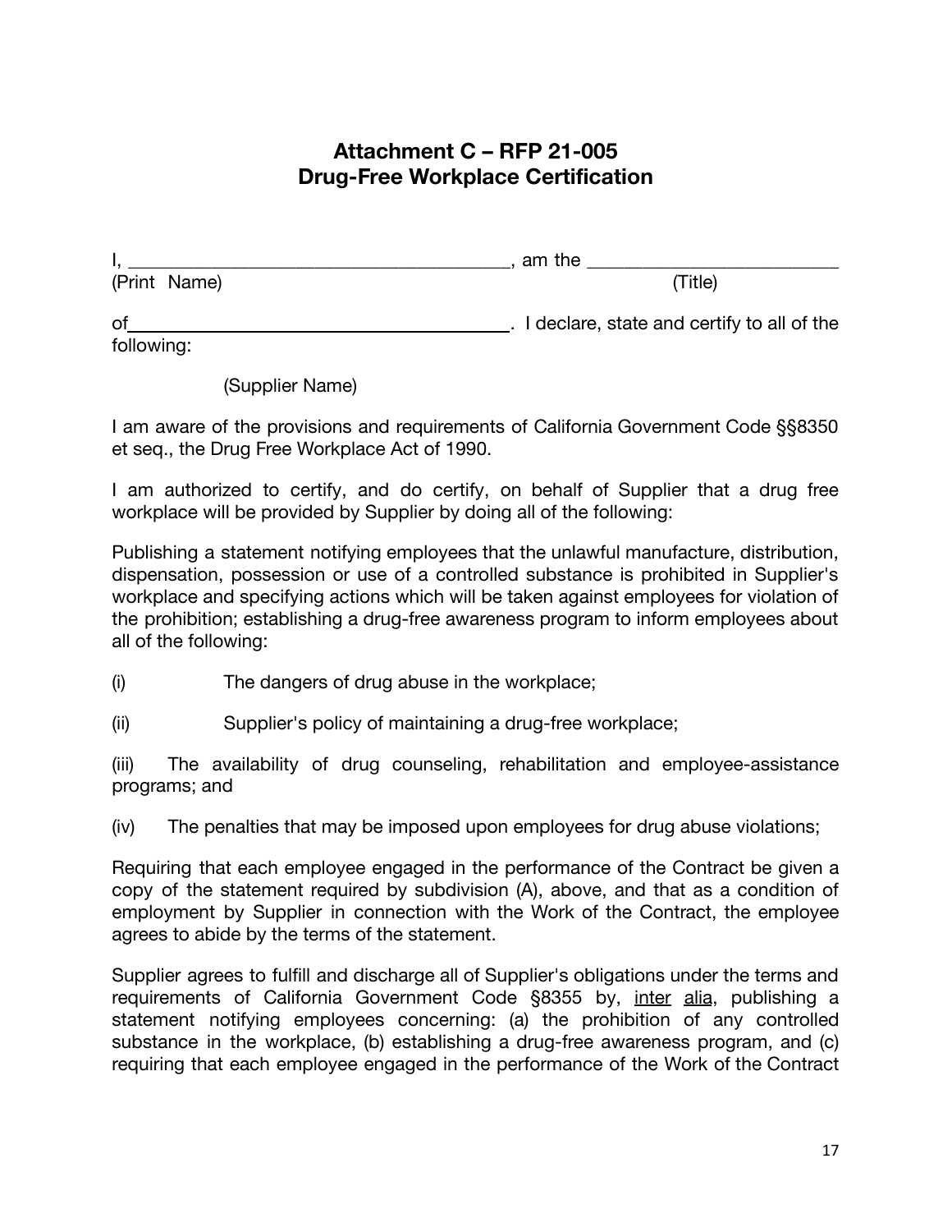# Attachment C – RFP 21-005
# Drug-Free Workplace Certification

I, _______________________________________, am the _________________________
(Print Name) (Title)

of_______________________________________. I declare, state and certify to all of the following:

(Supplier Name)

I am aware of the provisions and requirements of California Government Code §§8350 et seq., the Drug Free Workplace Act of 1990.

I am authorized to certify, and do certify, on behalf of Supplier that a drug free workplace will be provided by Supplier by doing all of the following:

Publishing a statement notifying employees that the unlawful manufacture, distribution, dispensation, possession or use of a controlled substance is prohibited in Supplier's workplace and specifying actions which will be taken against employees for violation of the prohibition; establishing a drug-free awareness program to inform employees about all of the following:

(i) The dangers of drug abuse in the workplace;

(ii) Supplier's policy of maintaining a drug-free workplace;

(iii) The availability of drug counseling, rehabilitation and employee-assistance programs; and

(iv) The penalties that may be imposed upon employees for drug abuse violations;

Requiring that each employee engaged in the performance of the Contract be given a copy of the statement required by subdivision (A), above, and that as a condition of employment by Supplier in connection with the Work of the Contract, the employee agrees to abide by the terms of the statement.

Supplier agrees to fulfill and discharge all of Supplier's obligations under the terms and requirements of California Government Code §8355 by, inter alia, publishing a statement notifying employees concerning: (a) the prohibition of any controlled substance in the workplace, (b) establishing a drug-free awareness program, and (c) requiring that each employee engaged in the performance of the Work of the Contract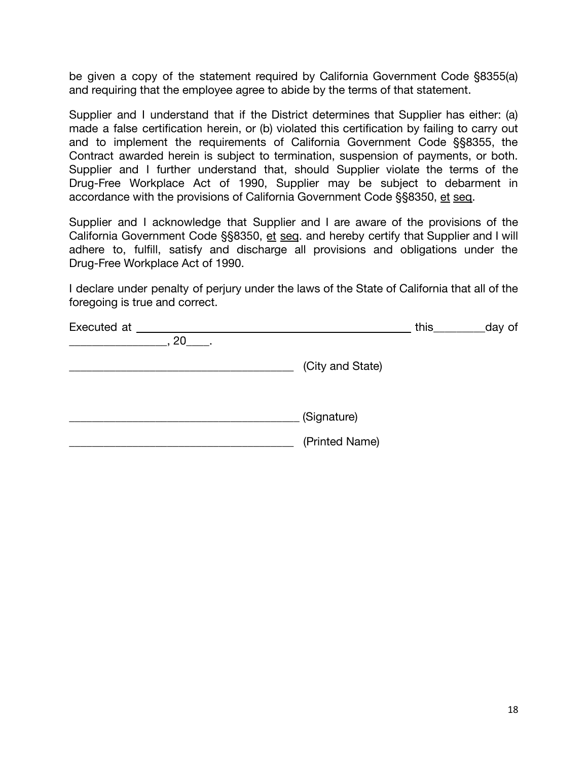be given a copy of the statement required by California Government Code §8355(a) and requiring that the employee agree to abide by the terms of that statement.

Supplier and I understand that if the District determines that Supplier has either: (a) made a false certification herein, or (b) violated this certification by failing to carry out and to implement the requirements of California Government Code §§8355, the Contract awarded herein is subject to termination, suspension of payments, or both. Supplier and I further understand that, should Supplier violate the terms of the Drug-Free Workplace Act of 1990, Supplier may be subject to debarment in accordance with the provisions of California Government Code §§8350, et seq.

Supplier and I acknowledge that Supplier and I are aware of the provisions of the California Government Code §§8350, et seq. and hereby certify that Supplier and I will adhere to, fulfill, satisfy and discharge all provisions and obligations under the Drug-Free Workplace Act of 1990.

I declare under penalty of perjury under the laws of the State of California that all of the foregoing is true and correct.

Executed at ______________________________________ this________day of ________________, 20____.

______________________________________ (City and State)

______________________________________ (Signature)

______________________________________ (Printed Name)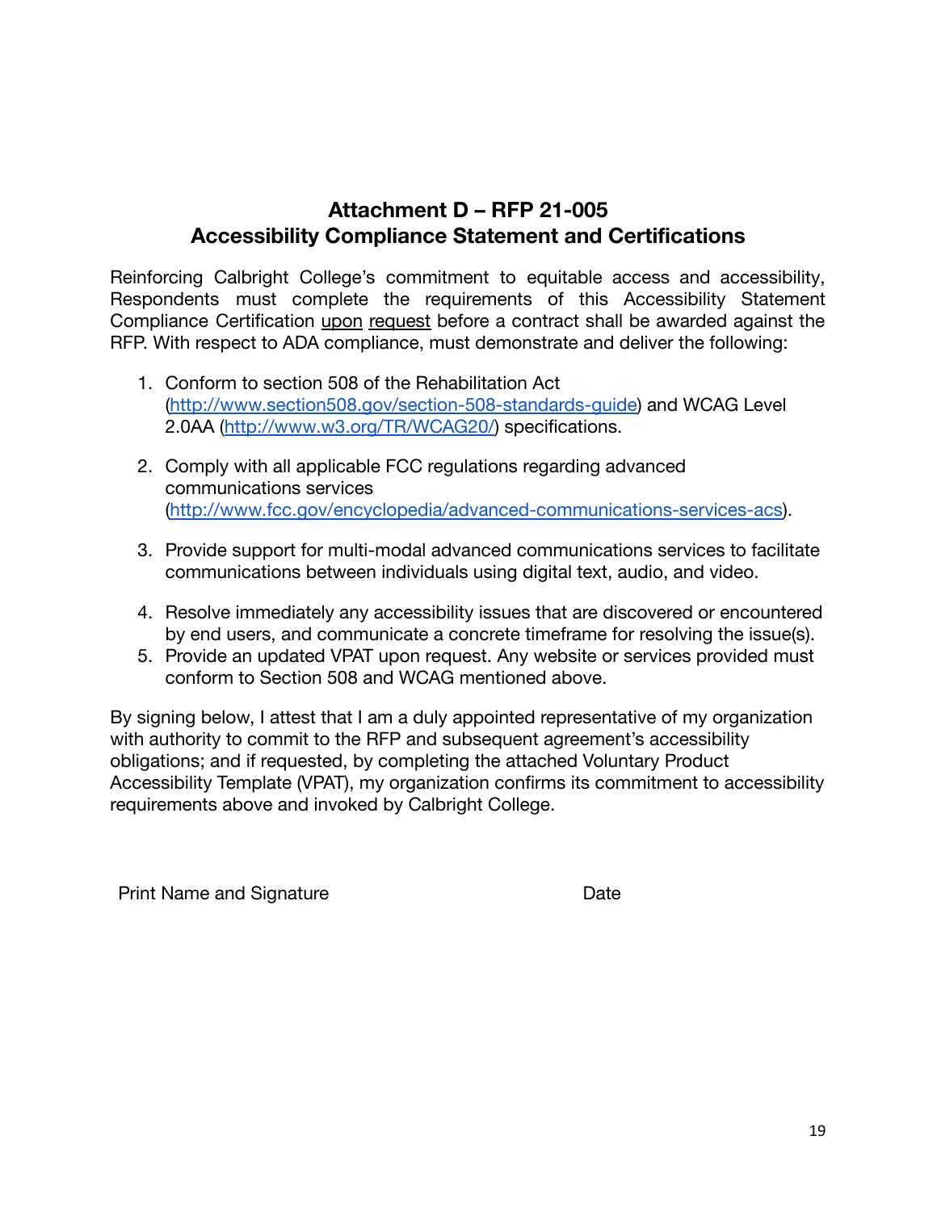## Attachment D – RFP 21-005
## Accessibility Compliance Statement and Certifications

Reinforcing Calbright College's commitment to equitable access and accessibility, Respondents must complete the requirements of this Accessibility Statement Compliance Certification upon request before a contract shall be awarded against the RFP. With respect to ADA compliance, must demonstrate and deliver the following:

1. Conform to section 508 of the Rehabilitation Act (http://www.section508.gov/section-508-standards-guide) and WCAG Level 2.0AA (http://www.w3.org/TR/WCAG20/) specifications.

2. Comply with all applicable FCC regulations regarding advanced communications services (http://www.fcc.gov/encyclopedia/advanced-communications-services-acs).

3. Provide support for multi-modal advanced communications services to facilitate communications between individuals using digital text, audio, and video.

4. Resolve immediately any accessibility issues that are discovered or encountered by end users, and communicate a concrete timeframe for resolving the issue(s).
5. Provide an updated VPAT upon request. Any website or services provided must conform to Section 508 and WCAG mentioned above.

By signing below, I attest that I am a duly appointed representative of my organization with authority to commit to the RFP and subsequent agreement's accessibility obligations; and if requested, by completing the attached Voluntary Product Accessibility Template (VPAT), my organization confirms its commitment to accessibility requirements above and invoked by Calbright College.

Print Name and Signature　　　　　　　　　　　　　　　Date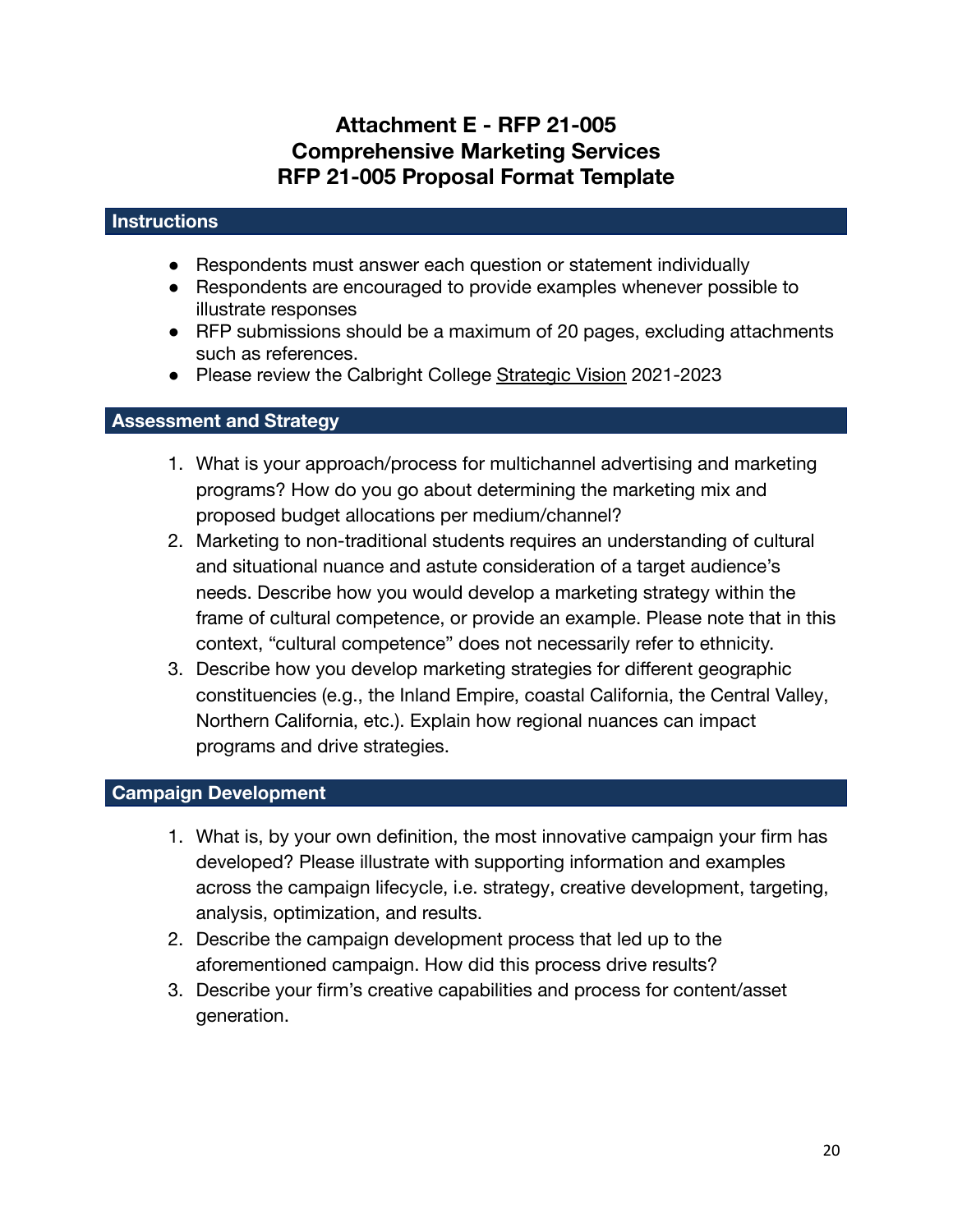# Attachment E - RFP 21-005
# Comprehensive Marketing Services
# RFP 21-005 Proposal Format Template

## Instructions

- Respondents must answer each question or statement individually
- Respondents are encouraged to provide examples whenever possible to illustrate responses
- RFP submissions should be a maximum of 20 pages, excluding attachments such as references.
- Please review the Calbright College Strategic Vision 2021-2023

## Assessment and Strategy

1. What is your approach/process for multichannel advertising and marketing programs? How do you go about determining the marketing mix and proposed budget allocations per medium/channel?
2. Marketing to non-traditional students requires an understanding of cultural and situational nuance and astute consideration of a target audience's needs. Describe how you would develop a marketing strategy within the frame of cultural competence, or provide an example. Please note that in this context, "cultural competence" does not necessarily refer to ethnicity.
3. Describe how you develop marketing strategies for different geographic constituencies (e.g., the Inland Empire, coastal California, the Central Valley, Northern California, etc.). Explain how regional nuances can impact programs and drive strategies.

## Campaign Development

1. What is, by your own definition, the most innovative campaign your firm has developed? Please illustrate with supporting information and examples across the campaign lifecycle, i.e. strategy, creative development, targeting, analysis, optimization, and results.
2. Describe the campaign development process that led up to the aforementioned campaign. How did this process drive results?
3. Describe your firm's creative capabilities and process for content/asset generation.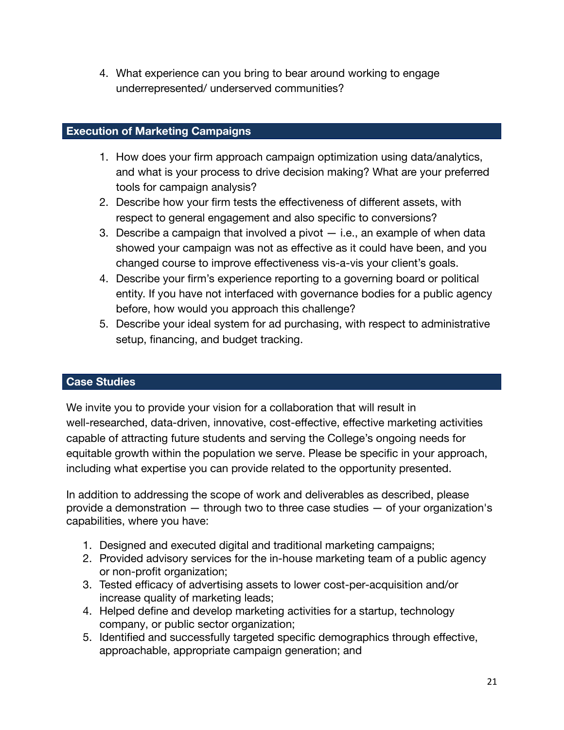4. What experience can you bring to bear around working to engage underrepresented/ underserved communities?

## Execution of Marketing Campaigns

1. How does your firm approach campaign optimization using data/analytics, and what is your process to drive decision making? What are your preferred tools for campaign analysis?
2. Describe how your firm tests the effectiveness of different assets, with respect to general engagement and also specific to conversions?
3. Describe a campaign that involved a pivot — i.e., an example of when data showed your campaign was not as effective as it could have been, and you changed course to improve effectiveness vis-a-vis your client's goals.
4. Describe your firm's experience reporting to a governing board or political entity. If you have not interfaced with governance bodies for a public agency before, how would you approach this challenge?
5. Describe your ideal system for ad purchasing, with respect to administrative setup, financing, and budget tracking.

## Case Studies

We invite you to provide your vision for a collaboration that will result in well-researched, data-driven, innovative, cost-effective, effective marketing activities capable of attracting future students and serving the College's ongoing needs for equitable growth within the population we serve. Please be specific in your approach, including what expertise you can provide related to the opportunity presented.

In addition to addressing the scope of work and deliverables as described, please provide a demonstration — through two to three case studies — of your organization's capabilities, where you have:

1. Designed and executed digital and traditional marketing campaigns;
2. Provided advisory services for the in-house marketing team of a public agency or non-profit organization;
3. Tested efficacy of advertising assets to lower cost-per-acquisition and/or increase quality of marketing leads;
4. Helped define and develop marketing activities for a startup, technology company, or public sector organization;
5. Identified and successfully targeted specific demographics through effective, approachable, appropriate campaign generation; and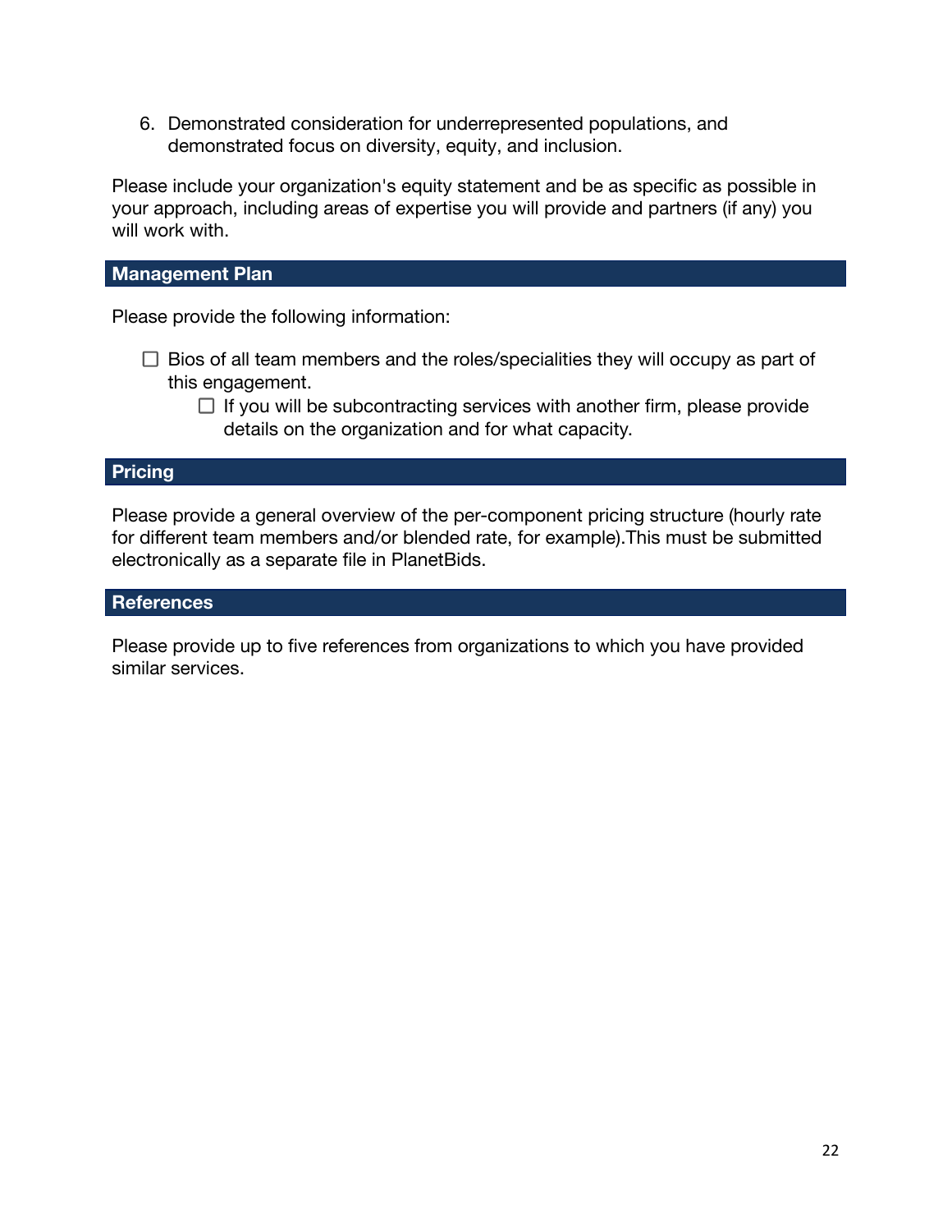6. Demonstrated consideration for underrepresented populations, and demonstrated focus on diversity, equity, and inclusion.

Please include your organization's equity statement and be as specific as possible in your approach, including areas of expertise you will provide and partners (if any) you will work with.

## Management Plan

Please provide the following information:

- ☐ Bios of all team members and the roles/specialities they will occupy as part of this engagement.
  - ☐ If you will be subcontracting services with another firm, please provide details on the organization and for what capacity.

## Pricing

Please provide a general overview of the per-component pricing structure (hourly rate for different team members and/or blended rate, for example).This must be submitted electronically as a separate file in PlanetBids.

## References

Please provide up to five references from organizations to which you have provided similar services.